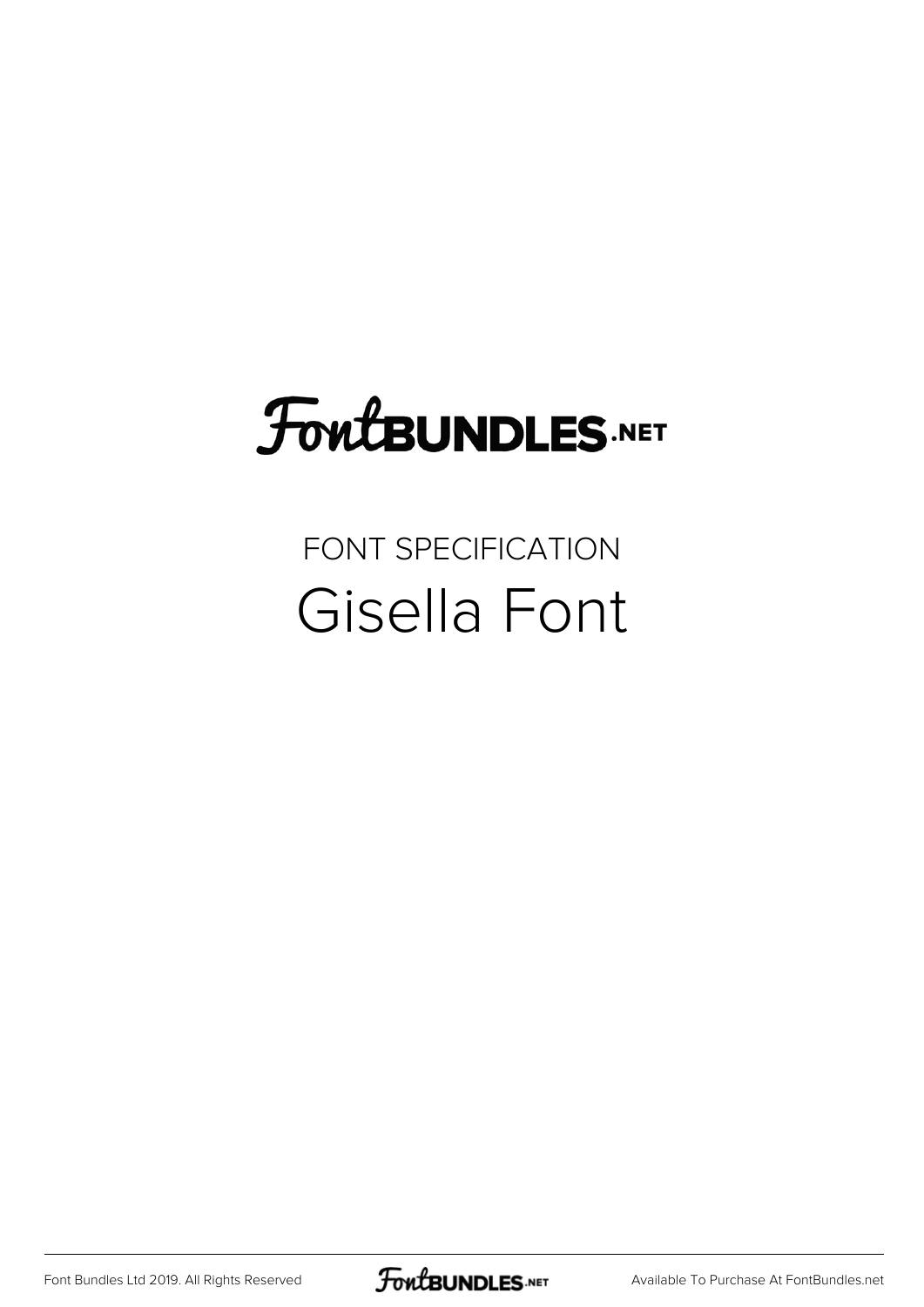# FontBUNDLES.NET

FONT SPECIFICATION

## Gisella Font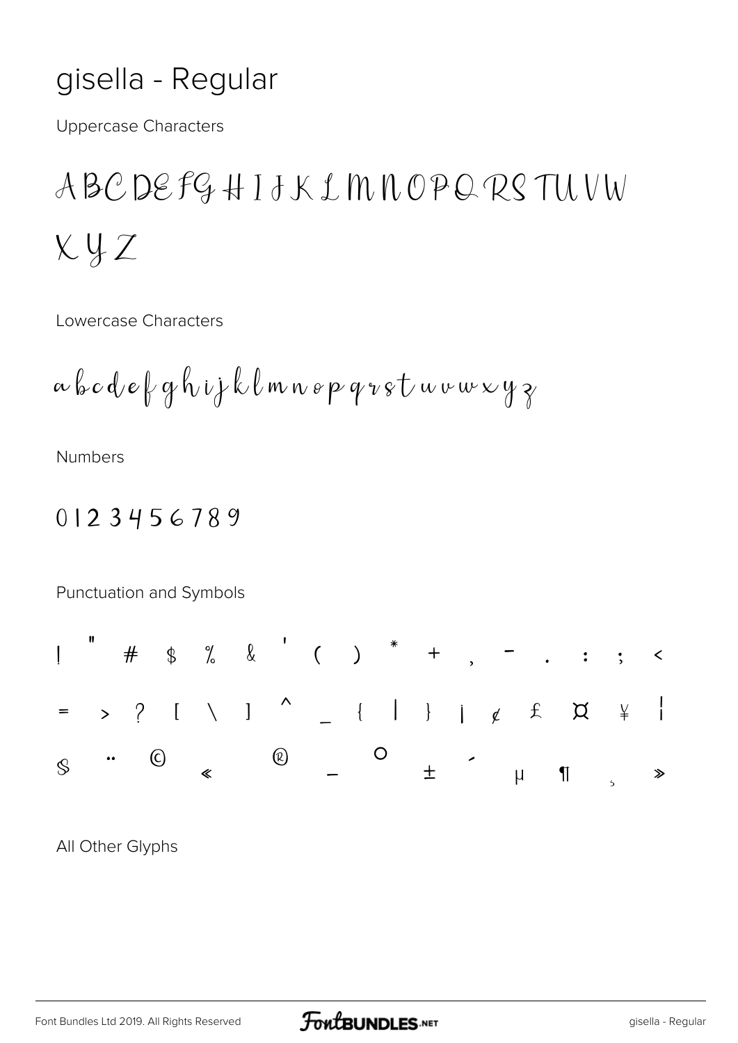# gisella - Regular

Uppercase Characters

A B C D E F G H I J K L M N O P Q R S T U V W X Y Z

Lowercase Characters

a b c d e f g h i j k l m n o p q r s t u v w x y z

Numbers

0 1 2 3 4 5 6 7 8 9

Punctuation and Symbols

! " # $ % & ' ( ) * + , - . : ; < = > ? [ \ ] ^ _ { | } ¡ ¢ £ ¤ ¥ ¦ § ¨ © « ® ¯ ° ± ´ µ ¶ ¸ »

All Other Glyphs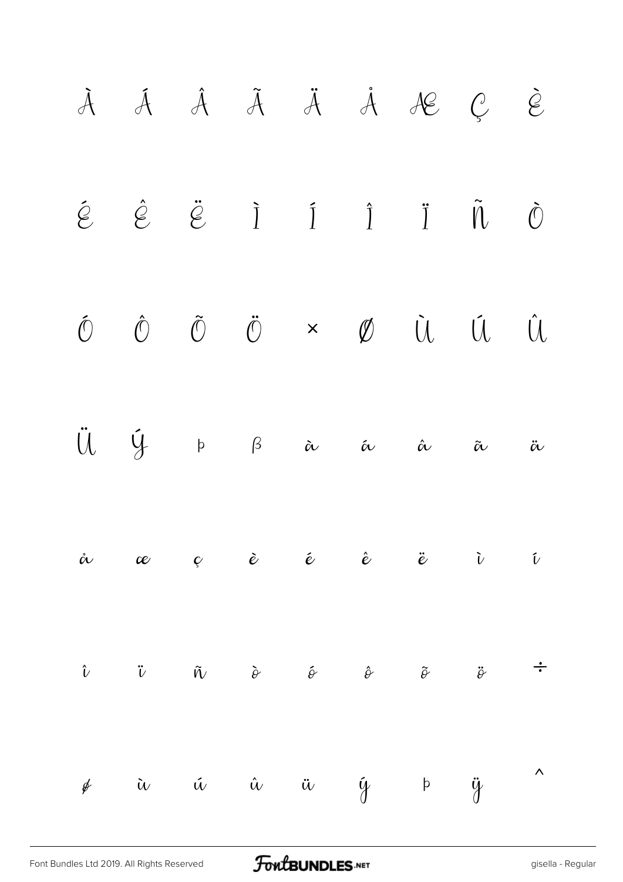À Á Â Ã Ä Å Æ Ç È

É Ê Ë Ì Í Î Ï Ñ Ò

Ó Ô Õ Ö × Ø Ù Ú Û

Ü Ý Þ ß à á â ã ä

å æ ç è é ê ë ì í

î ï ñ ò ó ô õ ö ÷

ø ù ú û ü ý þ ÿ ^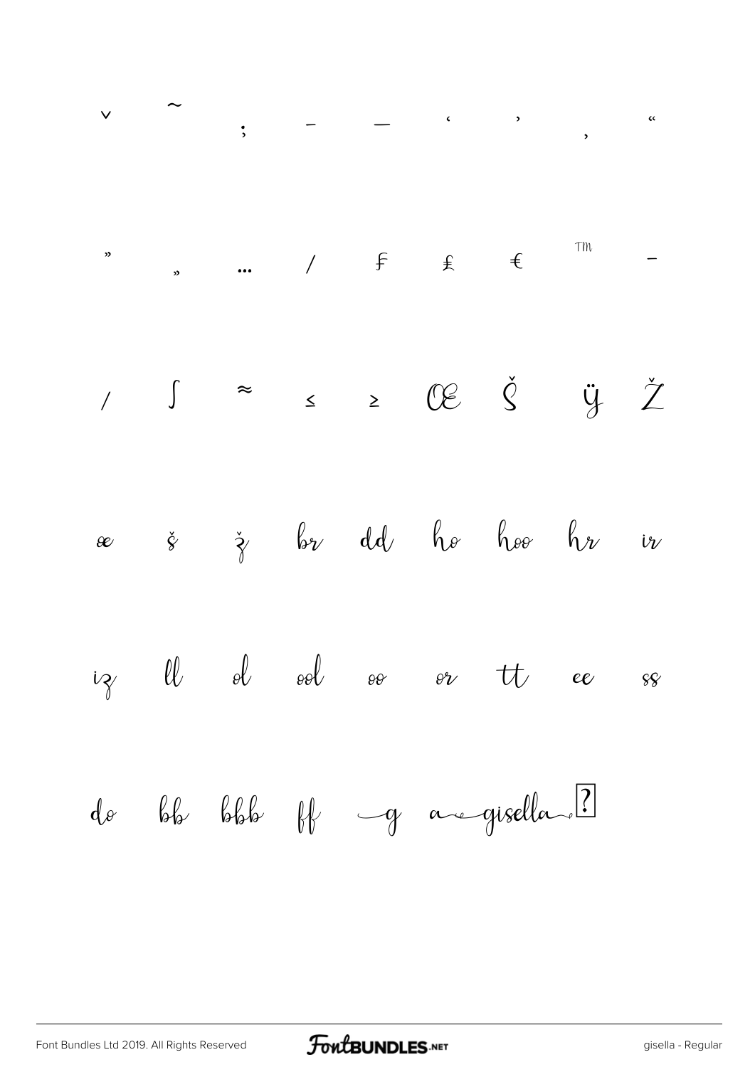ˇ ˜ ; – — ‘ ’ ‚ “

” „ … ⁄ ₣ ₤ € ™ −

∕ ∫ ≈ ≤ ≥ Œ Š Ÿ Ž

œ š ž br dd ho hoo hr ir

iz ll ol ool oo or tt ee ss

do bb bbb ff g a gisella ?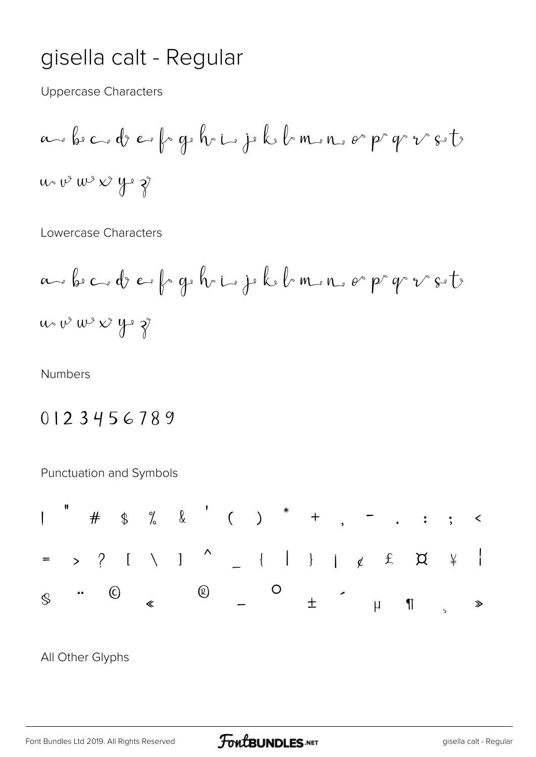# gisella calt - Regular

Uppercase Characters

a b c d e f g h i j k l m n o p q r s t

u v w x y z

Lowercase Characters

a b c d e f g h i j k l m n o p q r s t

u v w x y z

Numbers

0 1 2 3 4 5 6 7 8 9

Punctuation and Symbols

! " # $ % & ' ( ) * + , - . : ; <

= > ? [ \ ] ^ _ { | } ¡ ¢ £ ¤ ¥ ¦

§ ¨ © « ® ¯ ° ± ´ µ ¶ ¸ »

All Other Glyphs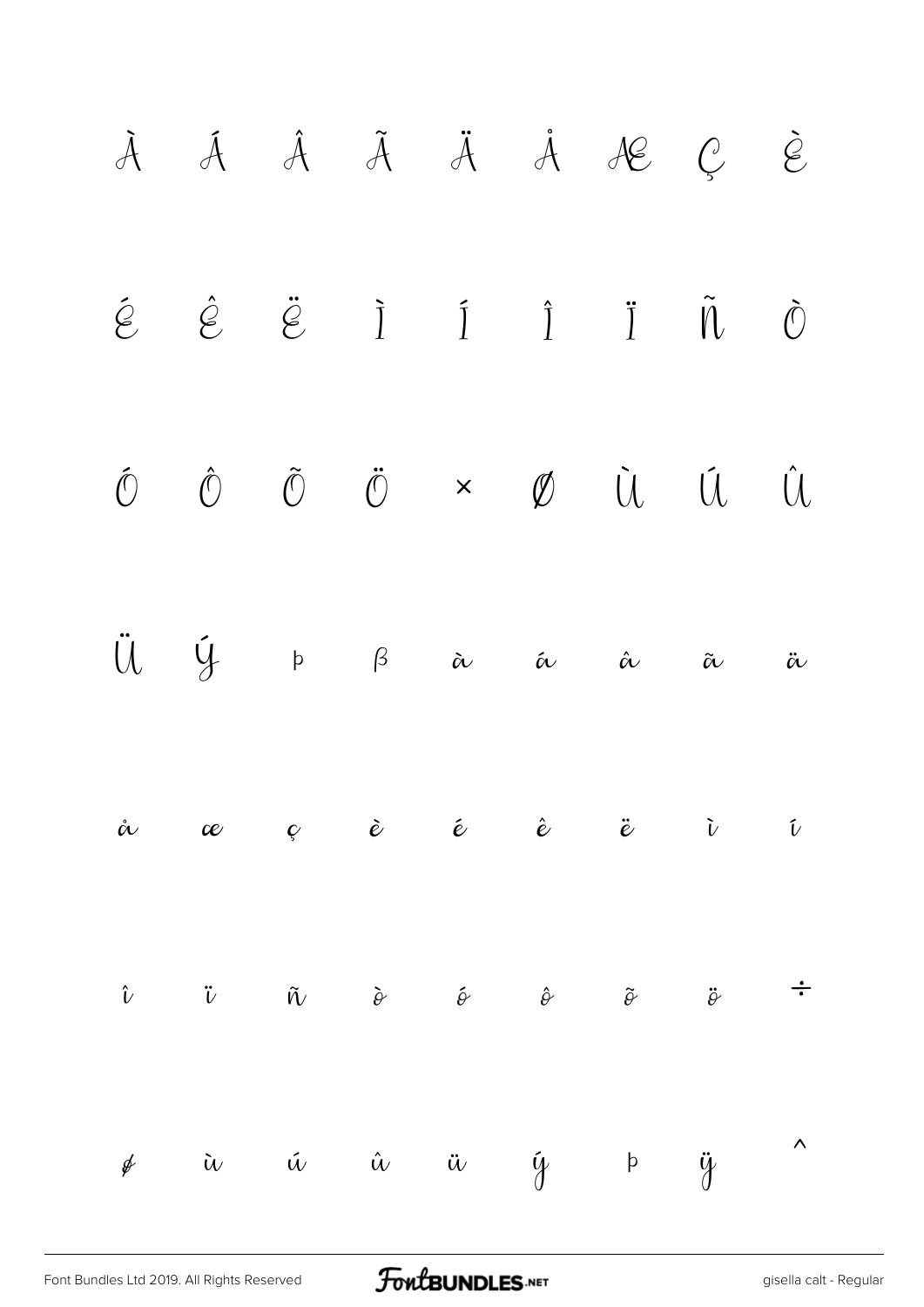À Á Â Ã Ä Å Æ Ç È

É Ê Ë Ì Í Î Ï Ñ Ò

Ó Ô Õ Ö × Ø Ù Ú Û

Ü Ý þ ß à á â ã ä

å æ ç è é ê ë ì í

î ï ñ ò ó ô õ ö ÷

ø ù ú û ü ý þ ÿ ^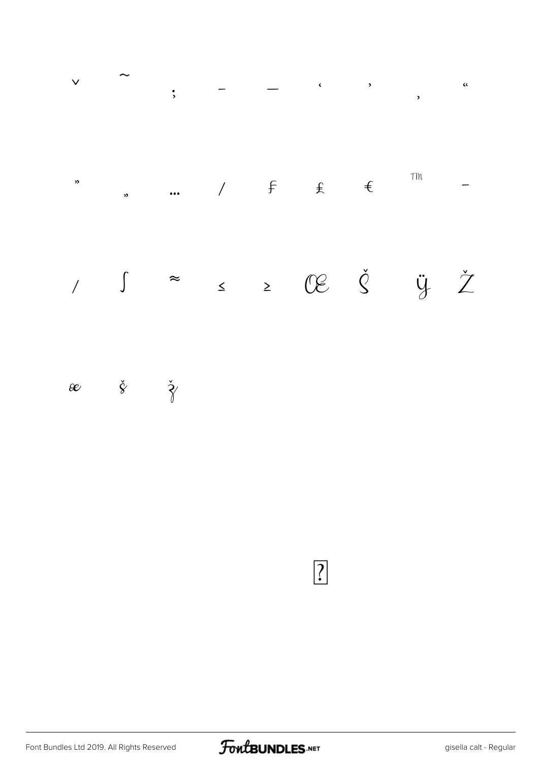ˇ ˜ ; – — ‘ ’ ‚ “

” „ … ⁄ ƒ £ € ™ −

∕ ∫ ≈ ≤ ≥ Œ Š Ÿ Ž

œ š ž

?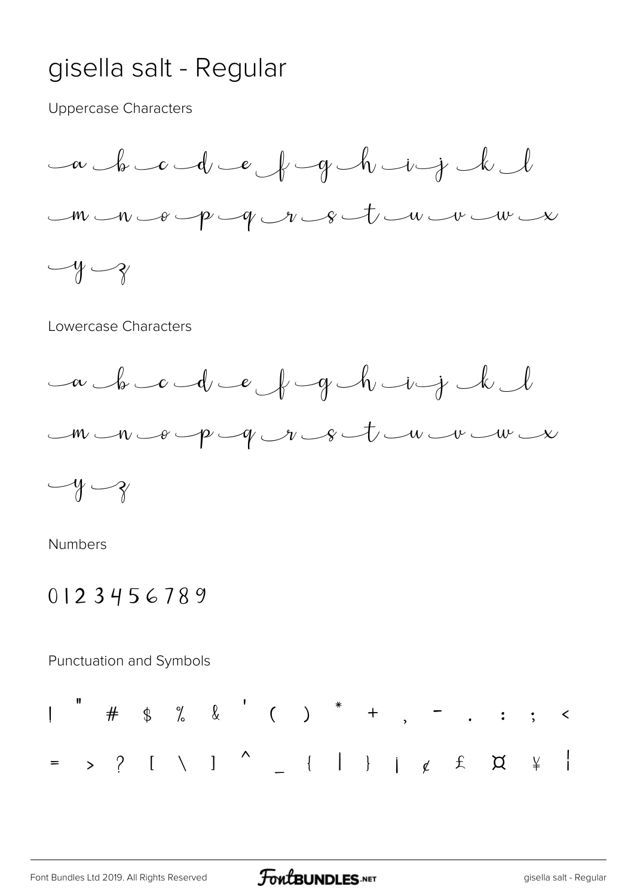# gisella salt - Regular

Uppercase Characters

a b c d e f g h i j k l

m n o p q r s t u v w x

y z

Lowercase Characters

a b c d e f g h i j k l

m n o p q r s t u v w x

y z

Numbers

0 1 2 3 4 5 6 7 8 9

Punctuation and Symbols

! " # $ % & ' ( ) * + , - . : ; <

= > ? [ \ ] ^ _ { | } ¡ ¢ £ ¤ ¥ ¦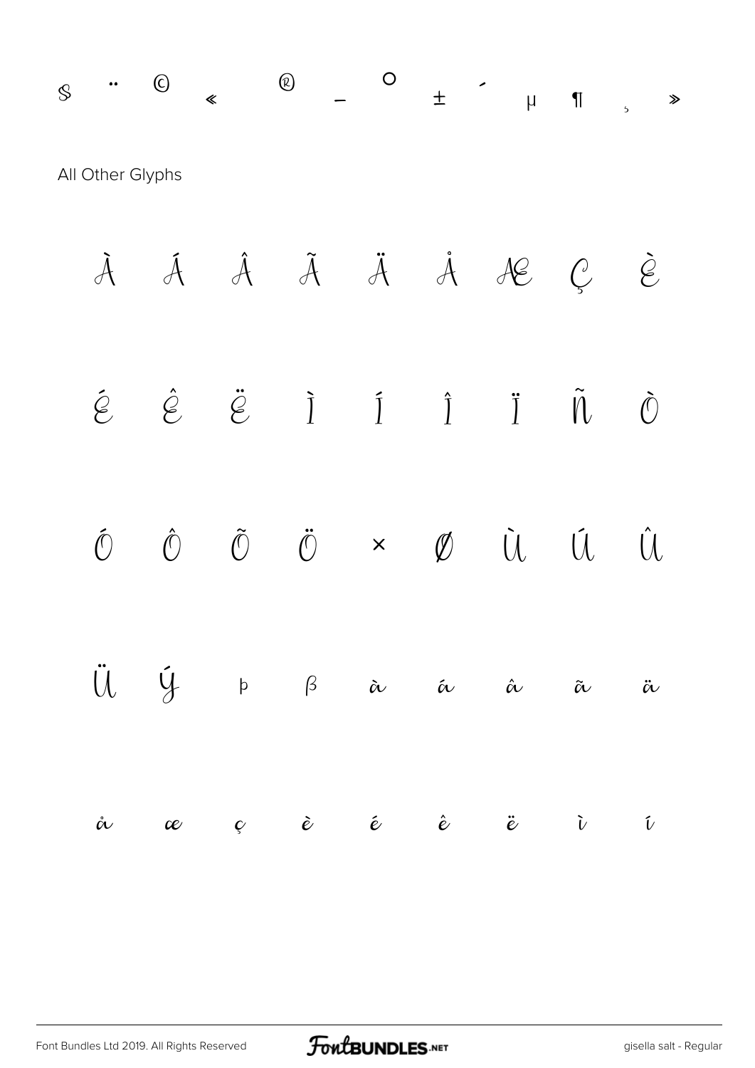§ ¨ © « ® ¯ ° ± ´ µ ¶ ¸ »

All Other Glyphs

À Á Â Ã Ä Å Æ Ç È

É Ê Ë Ì Í Î Ï Ñ Ò

Ó Ô Õ Ö × Ø Ù Ú Û

Ü Ý þ ß à á â ã ä

å æ ç è é ê ë ì í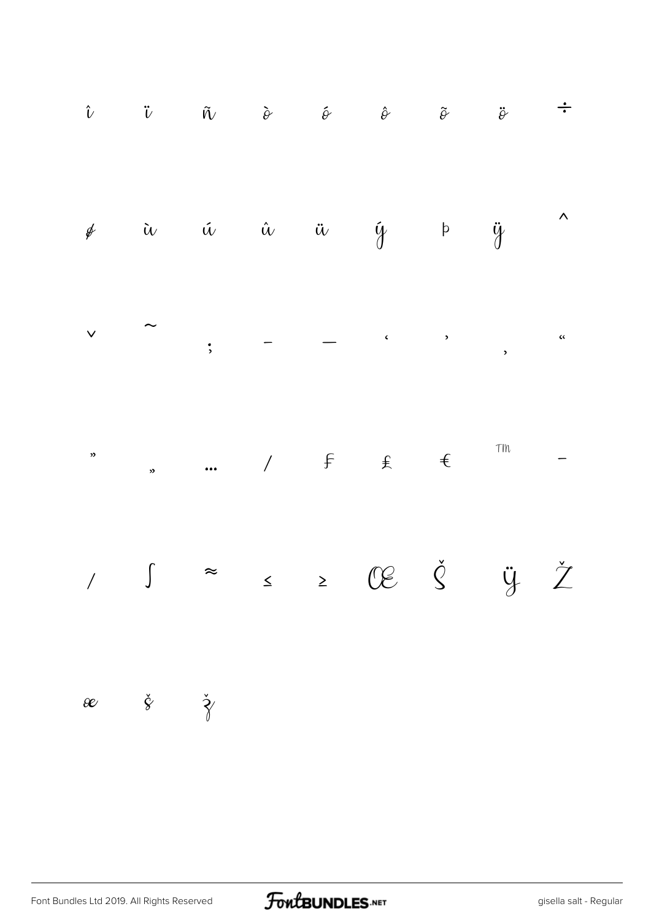î ï ñ ò ó ô õ ö ÷

ø ù ú û ü ý þ ÿ ^

ˇ ˜ ; – — ‘ ’ ‚ “

” „ … ⁄ ₣ ₤ € ™ −

∕ ∫ ≈ ≤ ≥ Œ Š Ÿ Ž

œ š ž